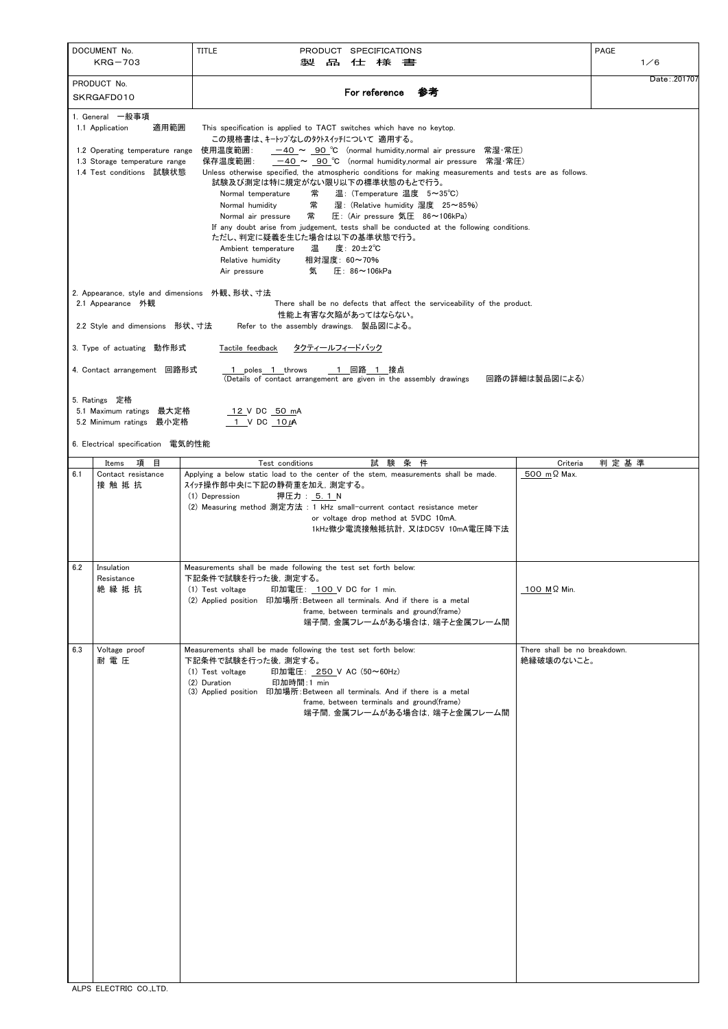| DOCUMENT No. | TITLE | PAGE |
|---|---|---|
| KRG－703 | PRODUCT SPECIFICATIONS 製 品 仕 様 書 | |
| PRODUCT No. SKRGAFD010 | For reference 参考 | Date : 201707 |

1. General 一般事項

1.1 Application 適用範囲　This specification is applied to TACT switches which have no keytop.
この規格書は、ｷｰﾄｯﾌﾟなしのﾀｸﾄｽｲｯﾁについて 適用する。

1.2 Operating temperature range 使用温度範囲:　－40 ～ 90 ℃ (normal humidity,normal air pressure 常湿･常圧)

1.3 Storage temperature range 保存温度範囲:　－40 ～ 90 ℃ (normal humidity,normal air pressure 常湿･常圧)

1.4 Test conditions 試験状態　Unless otherwise specified, the atmospheric conditions for making measurements and tests are as follows.
試験及び測定は特に規定がない限り以下の標準状態のもとで行う。

- Normal temperature 常 温: (Temperature 温度 5～35℃)
- Normal humidity 常 湿: (Relative humidity 湿度 25～85%)
- Normal air pressure 常 圧: (Air pressure 気圧 86～106kPa)

If any doubt arise from judgement, tests shall be conducted at the following conditions.
ただし、判定に疑義を生じた場合は以下の基準状態で行う。

- Ambient temperature 温 度: 20±2℃
- Relative humidity 相対湿度: 60～70%
- Air pressure 気 圧: 86～106kPa

2. Appearance, style and dimensions 外観、形状、寸法

2.1 Appearance 外観　There shall be no defects that affect the serviceability of the product.
性能上有害な欠陥があってはならない。

2.2 Style and dimensions 形状、寸法　Refer to the assembly drawings. 製品図による。

3. Type of actuating 動作形式　Tactile feedback タクティールフィードバック

4. Contact arrangement 回路形式　1 poles 1 throws　1 回路 1 接点
(Details of contact arrangement are given in the assembly drawings　回路の詳細は製品図による)

5. Ratings 定格

5.1 Maximum ratings 最大定格　12 V DC 50 mA

5.2 Minimum ratings 最小定格　1 V DC 10 μA

6. Electrical specification 電気的性能

| | Items 項 目 | Test conditions 試 験 条 件 | Criteria 判 定 基 準 |
|---|---|---|---|
| 6.1 | Contact resistance 接 触 抵 抗 | Applying a below static load to the center of the stem, measurements shall be made.<br>ｽｲｯﾁ操作部中央に下記の静荷重を加え，測定する。<br>(1) Depression 押圧力 : 5. 1 N<br>(2) Measuring method 測定方法 : 1 kHz small-current contact resistance meter or voltage drop method at 5VDC 10mA.<br>1kHz微少電流接触抵抗計，又はDC5V 10mA電圧降下法 | 500 mΩ Max. |
| 6.2 | Insulation Resistance 絶 縁 抵 抗 | Measurements shall be made following the test set forth below:<br>下記条件で試験を行った後，測定する。<br>(1) Test voltage 印加電圧: 100 V DC for 1 min.<br>(2) Applied position 印加場所:Between all terminals. And if there is a metal frame, between terminals and ground(frame)<br>端子間，金属フレームがある場合は，端子と金属フレーム間 | 100 MΩ Min. |
| 6.3 | Voltage proof 耐 電 圧 | Measurements shall be made following the test set forth below:<br>下記条件で試験を行った後，測定する。<br>(1) Test voltage 印加電圧: 250 V AC (50～60Hz)<br>(2) Duration 印加時間:1 min<br>(3) Applied position 印加場所:Between all terminals. And if there is a metal frame, between terminals and ground(frame)<br>端子間，金属フレームがある場合は，端子と金属フレーム間 | There shall be no breakdown.<br>絶縁破壊のないこと。 |

ALPS ELECTRIC CO.,LTD.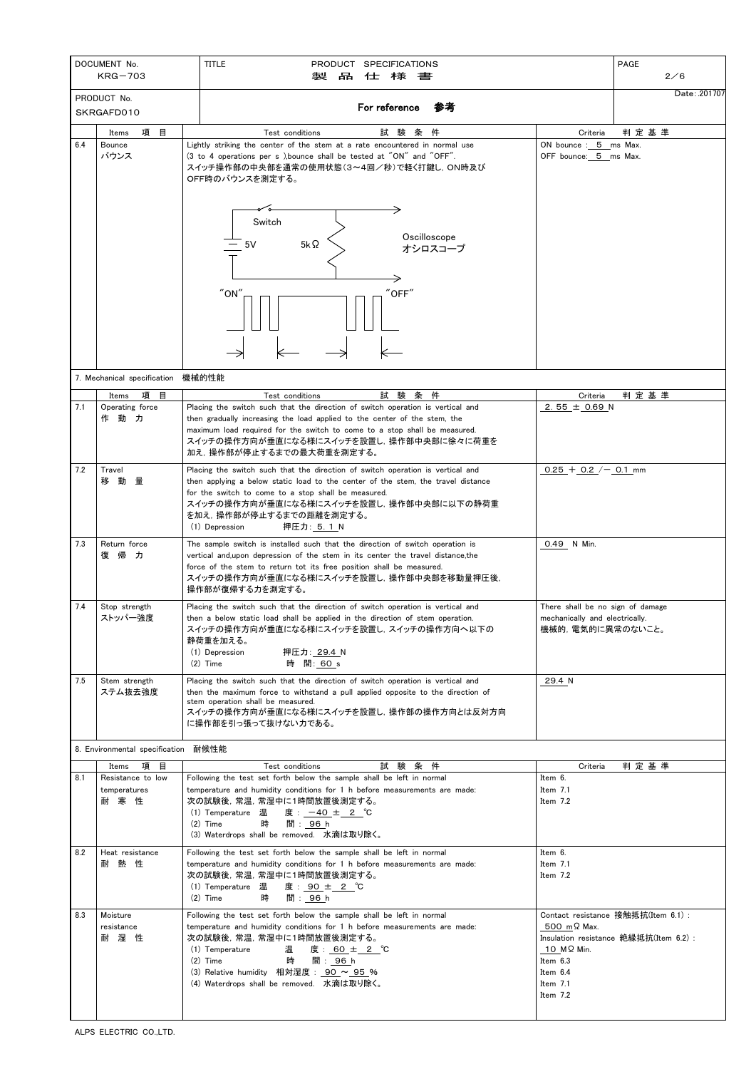| DOCUMENT No. KRG－703 | TITLE PRODUCT SPECIFICATIONS 製品仕様書 | PAGE 2／6 |
|---|---|---|
| PRODUCT No. SKRGAFD010 | For reference 参考 | Date:201707 |

| | Items 項目 | Test conditions 試験条件 | Criteria 判定基準 |
|---|---|---|---|
| 6.4 | Bounce バウンス | Lightly striking the center of the stem at a rate encountered in normal use (3 to 4 operations per s ),bounce shall be tested at "ON" and "OFF". スイッチ操作部の中央部を通常の使用状態（3～4回／秒）で軽く打鍵し，ON時及びOFF時のバウンスを測定する。<br>Switch, 5V, 5kΩ, Oscilloscope オシロスコープ, "ON", "OFF" | ON bounce : 5 ms Max.<br>OFF bounce: 5 ms Max. |

## 7. Mechanical specification 機械的性能

| | Items 項目 | Test conditions 試験条件 | Criteria 判定基準 |
|---|---|---|---|
| 7.1 | Operating force 作動力 | Placing the switch such that the direction of switch operation is vertical and then gradually increasing the load applied to the center of the stem, the maximum load required for the switch to come to a stop shall be measured.<br>スイッチの操作方向が垂直になる様にスイッチを設置し，操作部中央部に徐々に荷重を加え，操作部が停止するまでの最大荷重を測定する。 | 2.55 ± 0.69 N |
| 7.2 | Travel 移動量 | Placing the switch such that the direction of switch operation is vertical and then applying a below static load to the center of the stem, the travel distance for the switch to come to a stop shall be measured.<br>スイッチの操作方向が垂直になる様にスイッチを設置し，操作部中央部に以下の静荷重を加え，操作部が停止するまでの距離を測定する。<br>(1) Depression 押圧力: 5.1 N | 0.25 ＋ 0.2 ／－ 0.1 mm |
| 7.3 | Return force 復帰力 | The sample switch is installed such that the direction of switch operation is vertical and,upon depression of the stem in its center the travel distance,the force of the stem to return tot its free position shall be measured.<br>スイッチの操作方向が垂直になる様にスイッチを設置し，操作部中央部を移動量押圧後，操作部が復帰する力を測定する。 | 0.49 N Min. |
| 7.4 | Stop strength ストッパー強度 | Placing the switch such that the direction of switch operation is vertical and then a below static load shall be applied in the direction of stem operation.<br>スイッチの操作方向が垂直になる様にスイッチを設置し，スイッチの操作方向へ以下の静荷重を加える。<br>(1) Depression 押圧力: 29.4 N<br>(2) Time 時間: 60 s | There shall be no sign of damage mechanically and electrically.<br>機械的，電気的に異常のないこと。 |
| 7.5 | Stem strength ステム抜去強度 | Placing the switch such that the direction of switch operation is vertical and then the maximum force to withstand a pull applied opposite to the direction of stem operation shall be measured.<br>スイッチの操作方向が垂直になる様にスイッチを設置し，操作部の操作方向とは反対方向に操作部を引っ張って抜けない力である。 | 29.4 N |

## 8. Environmental specification 耐候性能

| | Items 項目 | Test conditions 試験条件 | Criteria 判定基準 |
|---|---|---|---|
| 8.1 | Resistance to low temperatures 耐寒性 | Following the test set forth below the sample shall be left in normal temperature and humidity conditions for 1 h before measurements are made:<br>次の試験後，常温，常湿中に1時間放置後測定する。<br>(1) Temperature 温度: －40 ± 2 ℃<br>(2) Time 時間: 96 h<br>(3) Waterdrops shall be removed. 水滴は取り除く。 | Item 6.<br>Item 7.1<br>Item 7.2 |
| 8.2 | Heat resistance 耐熱性 | Following the test set forth below the sample shall be left in normal temperature and humidity conditions for 1 h before measurements are made:<br>次の試験後，常温，常湿中に1時間放置後測定する。<br>(1) Temperature 温度: 90 ± 2 ℃<br>(2) Time 時間: 96 h | Item 6.<br>Item 7.1<br>Item 7.2 |
| 8.3 | Moisture resistance 耐湿性 | Following the test set forth below the sample shall be left in normal temperature and humidity conditions for 1 h before measurements are made:<br>次の試験後，常温，常湿中に1時間放置後測定する。<br>(1) Temperature 温度: 60 ± 2 ℃<br>(2) Time 時間: 96 h<br>(3) Relative humidity 相対湿度: 90 ～ 95 %<br>(4) Waterdrops shall be removed. 水滴は取り除く。 | Contact resistance 接触抵抗(Item 6.1): 500 mΩ Max.<br>Insulation resistance 絶縁抵抗(Item 6.2): 10 MΩ Min.<br>Item 6.3<br>Item 6.4<br>Item 7.1<br>Item 7.2 |

ALPS ELECTRIC CO.,LTD.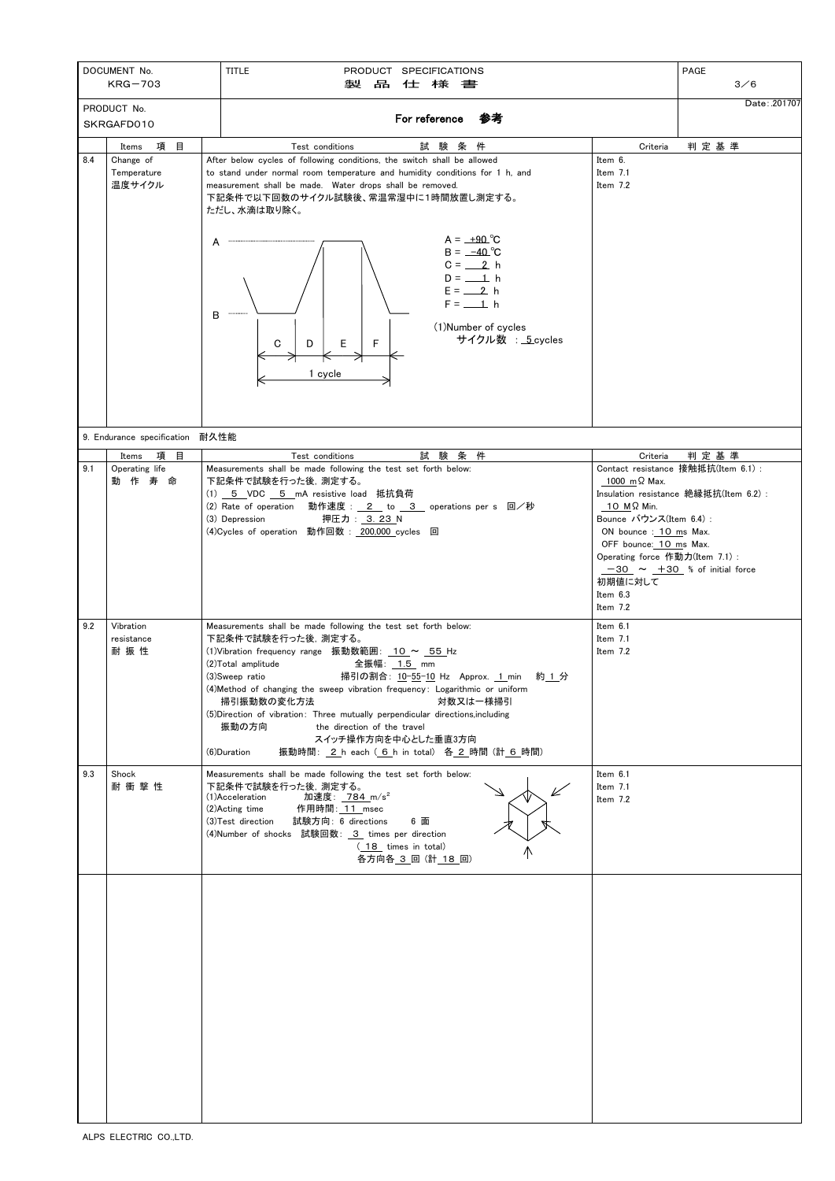| DOCUMENT No. KRG−703 | TITLE PRODUCT SPECIFICATIONS 製品仕様書 | PAGE 3／6 |
|---|---|---|
| PRODUCT No. SKRGAFD010 | For reference 参考 | Date:.201707 |

| | Items 項目 | Test conditions 試験条件 | Criteria 判定基準 |
|---|---|---|---|
| 8.4 | Change of Temperature 温度サイクル | After below cycles of following conditions, the switch shall be allowed to stand under normal room temperature and humidity conditions for 1 h, and measurement shall be made. Water drops shall be removed.<br>下記条件で以下回数のサイクル試験後、常温常湿中に1時間放置し測定する。<br>ただし、水滴は取り除く。<br>A = +90 ℃<br>B = −40 ℃<br>C = 2 h<br>D = 1 h<br>E = 2 h<br>F = 1 h<br>(1)Number of cycles<br>サイクル数 : 5 cycles<br>(C, D, E, F = 1 cycle) | Item 6.<br>Item 7.1<br>Item 7.2 |

9. Endurance specification 耐久性能

| | Items 項目 | Test conditions 試験条件 | Criteria 判定基準 |
|---|---|---|---|
| 9.1 | Operating life 動作寿命 | Measurements shall be made following the test set forth below:<br>下記条件で試験を行った後, 測定する。<br>(1) 5 VDC 5 mA resistive load 抵抗負荷<br>(2) Rate of operation 動作速度 : 2 to 3 operations per s 回／秒<br>(3) Depression 押圧力 : 3.23 N<br>(4)Cycles of operation 動作回数 : 200,000 cycles 回 | Contact resistance 接触抵抗(Item 6.1) : 1000 mΩ Max.<br>Insulation resistance 絶縁抵抗(Item 6.2) : 10 MΩ Min.<br>Bounce バウンス(Item 6.4) :<br>ON bounce : 10 ms Max.<br>OFF bounce: 10 ms Max.<br>Operating force 作動力(Item 7.1) :<br>−30 ～ +30 % of initial force 初期値に対して<br>Item 6.3<br>Item 7.2 |
| 9.2 | Vibration resistance 耐振性 | Measurements shall be made following the test set forth below:<br>下記条件で試験を行った後, 測定する。<br>(1)Vibration frequency range 振動数範囲: 10 ～ 55 Hz<br>(2)Total amplitude 全振幅: 1.5 mm<br>(3)Sweep ratio 掃引の割合: 10-55-10 Hz Approx. 1 min 約 1 分<br>(4)Method of changing the sweep vibration frequency: Logarithmic or uniform<br>掃引振動数の変化方法 対数又は一様掃引<br>(5)Direction of vibration: Three mutually perpendicular directions,including the direction of the travel<br>振動の方向 スイッチ操作方向を中心とした垂直3方向<br>(6)Duration 振動時間: 2 h each ( 6 h in total) 各 2 時間 (計 6 時間) | Item 6.1<br>Item 7.1<br>Item 7.2 |
| 9.3 | Shock 耐衝撃性 | Measurements shall be made following the test set forth below:<br>下記条件で試験を行った後, 測定する。<br>(1)Acceleration 加速度: 784 $m/s^2$<br>(2)Acting time 作用時間: 11 msec<br>(3)Test direction 試験方向: 6 directions 6 面<br>(4)Number of shocks 試験回数: 3 times per direction ( 18 times in total)<br>各方向各 3 回 (計 18 回) | Item 6.1<br>Item 7.1<br>Item 7.2 |

ALPS ELECTRIC CO.,LTD.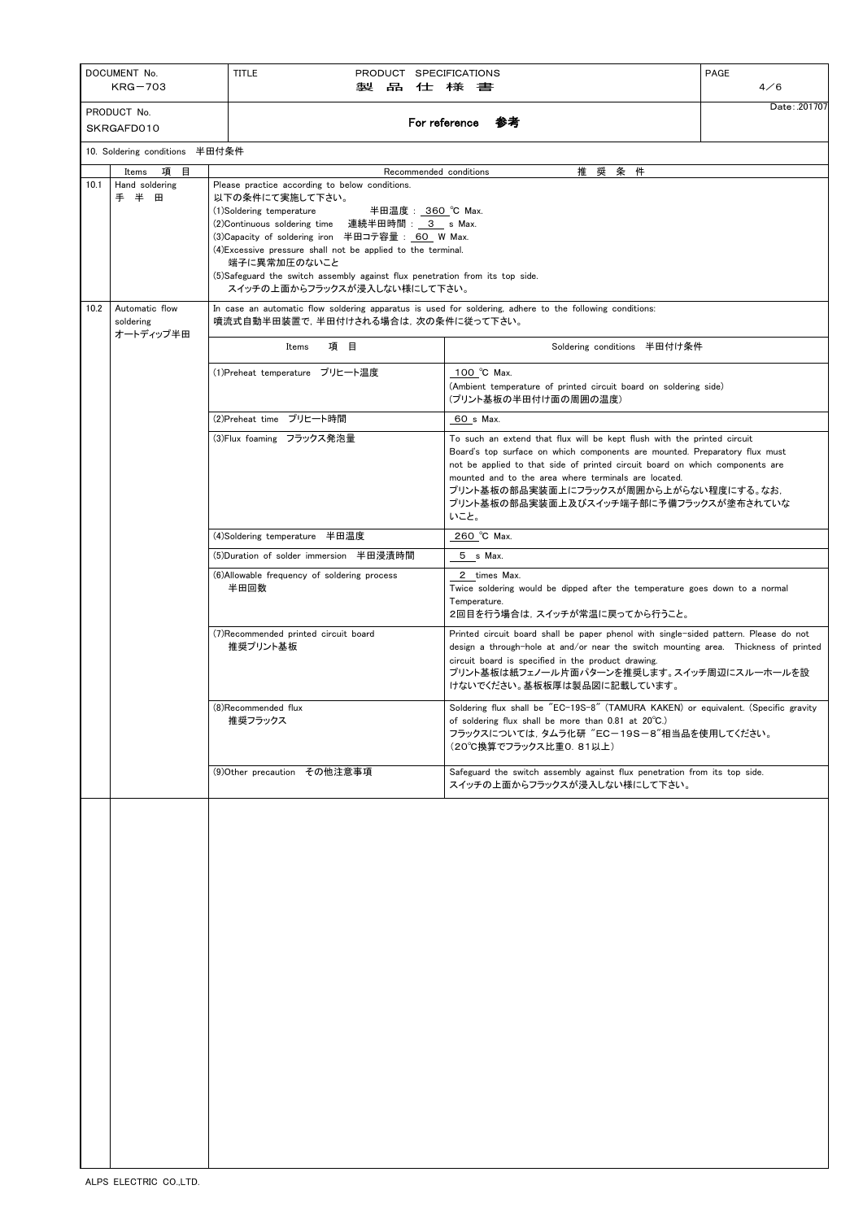| DOCUMENT No. KRG－703 | TITLE PRODUCT SPECIFICATIONS 製 品 仕 様 書 |
|---|---|
| PRODUCT No. SKRGAFD010 | For reference 参考 — Date : 201707 |

10. Soldering conditions 半田付条件

| | Items 項 目 | Recommended conditions 推 奨 条 件 |
|---|---|---|
| 10.1 | Hand soldering 手 半 田 | Please practice according to below conditions.<br>以下の条件にて実施して下さい。<br>(1)Soldering temperature 半田温度 : 360 ℃ Max.<br>(2)Continuous soldering time 連続半田時間 : 3 s Max.<br>(3)Capacity of soldering iron 半田コテ容量 : 60 W Max.<br>(4)Excessive pressure shall not be applied to the terminal.<br>端子に異常加圧のないこと<br>(5)Safeguard the switch assembly against flux penetration from its top side.<br>スイッチの上面からフラックスが浸入しない様にして下さい。 |
| 10.2 | Automatic flow soldering オートディップ半田 | In case an automatic flow soldering apparatus is used for soldering, adhere to the following conditions:<br>噴流式自動半田装置で，半田付けされる場合は，次の条件に従って下さい。 |

| Items 項 目 | Soldering conditions 半田付け条件 |
|---|---|
| (1)Preheat temperature プリヒート温度 | 100 ℃ Max.<br>(Ambient temperature of printed circuit board on soldering side)<br>(プリント基板の半田付け面の周囲の温度) |
| (2)Preheat time プリヒート時間 | 60 s Max. |
| (3)Flux foaming フラックス発泡量 | To such an extend that flux will be kept flush with the printed circuit Board's top surface on which components are mounted. Preparatory flux must not be applied to that side of printed circuit board on which components are mounted and to the area where terminals are located.<br>プリント基板の部品実装面上にフラックスが周囲から上がらない程度にする。なお，プリント基板の部品実装面上及びスイッチ端子部に予備フラックスが塗布されていないこと。 |
| (4)Soldering temperature 半田温度 | 260 ℃ Max. |
| (5)Duration of solder immersion 半田浸漬時間 | 5 s Max. |
| (6)Allowable frequency of soldering process 半田回数 | 2 times Max.<br>Twice soldering would be dipped after the temperature goes down to a normal Temperature.<br>2回目を行う場合は，スイッチが常温に戻ってから行うこと。 |
| (7)Recommended printed circuit board 推奨プリント基板 | Printed circuit board shall be paper phenol with single-sided pattern. Please do not design a through-hole at and/or near the switch mounting area. Thickness of printed circuit board is specified in the product drawing.<br>プリント基板は紙フェノール片面パターンを推奨します。スイッチ周辺にスルーホールを設けないでください。基板板厚は製品図に記載しています。 |
| (8)Recommended flux 推奨フラックス | Soldering flux shall be "EC-19S-8" (TAMURA KAKEN) or equivalent. (Specific gravity of soldering flux shall be more than 0.81 at 20℃.)<br>フラックスについては，タムラ化研 "EC－19S－8"相当品を使用してください。<br>(20℃換算でフラックス比重0．81以上) |
| (9)Other precaution その他注意事項 | Safeguard the switch assembly against flux penetration from its top side.<br>スイッチの上面からフラックスが浸入しない様にして下さい。 |

ALPS ELECTRIC CO.,LTD.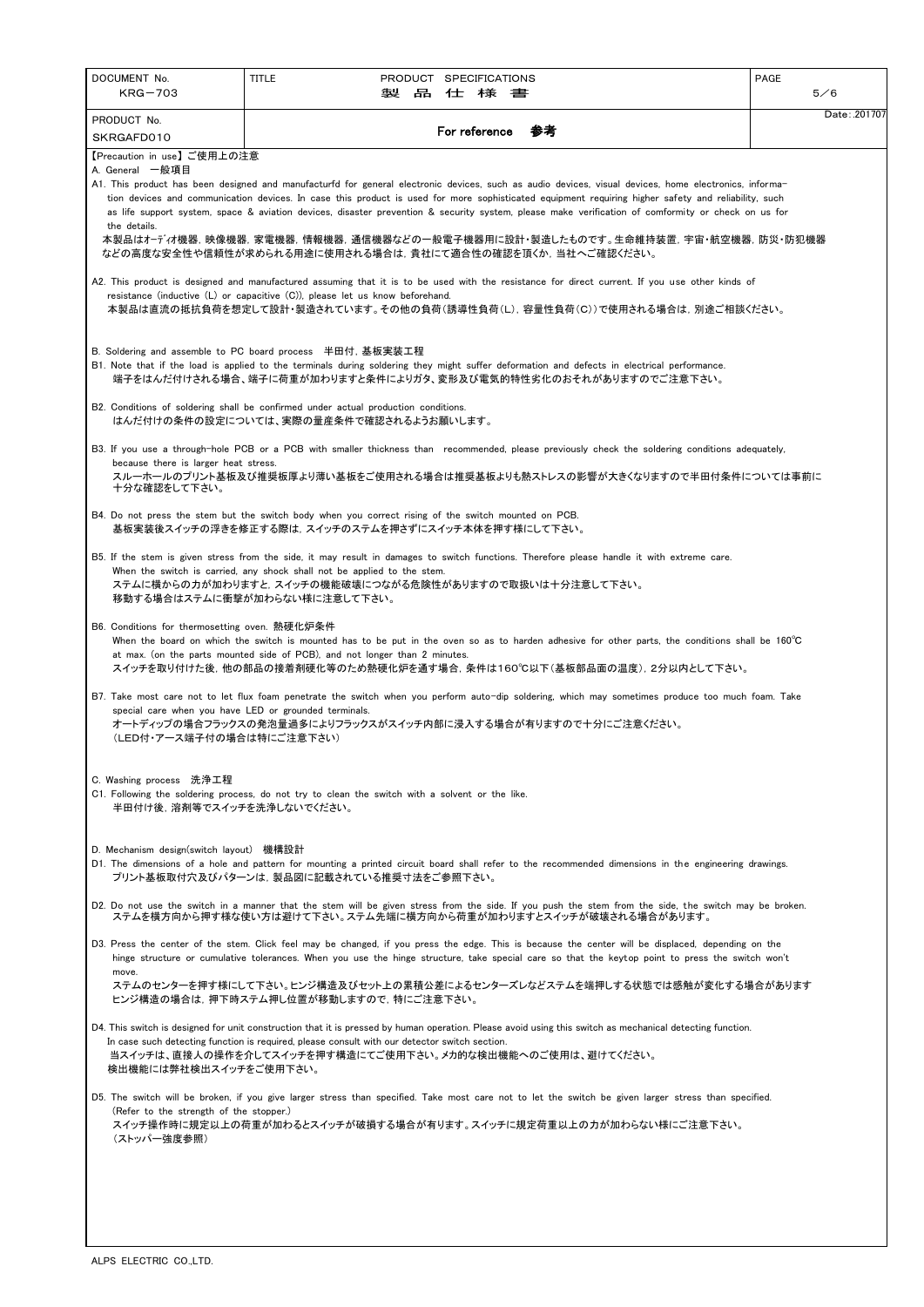| DOCUMENT No. KRG－703 | TITLE PRODUCT SPECIFICATIONS 製 品 仕 様 書 | PAGE 5／6 |
|---|---|---|
| PRODUCT No. SKRGAFD010 | For reference 参考 | Date：201707 |

【Precaution in use】ご使用上の注意

A. General 一般項目

A1. This product has been designed and manufacturfd for general electronic devices, such as audio devices, visual devices, home electronics, information devices and communication devices. In case this product is used for more sophisticated equipment requiring higher safety and reliability, such as life support system, space & aviation devices, disaster prevention & security system, please make verification of comformity or check on us for the details.
本製品はｵｰﾃﾞｨｵ機器，映像機器，家電機器，情報機器，通信機器などの一般電子機器用に設計・製造したものです。生命維持装置，宇宙・航空機器，防災・防犯機器などの高度な安全性や信頼性が求められる用途に使用される場合は，貴社にて適合性の確認を頂くか，当社へご確認ください。

A2. This product is designed and manufactured assuming that it is to be used with the resistance for direct current. If you use other kinds of resistance (inductive (L) or capacitive (C)), please let us know beforehand.
本製品は直流の抵抗負荷を想定して設計・製造されています。その他の負荷(誘導性負荷(L)，容量性負荷(C))で使用される場合は，別途ご相談ください。

B. Soldering and assemble to PC board process 半田付，基板実装工程

B1. Note that if the load is applied to the terminals during soldering they might suffer deformation and defects in electrical performance.
端子をはんだ付けされる場合、端子に荷重が加わりますと条件によりガタ、変形及び電気的特性劣化のおそれがありますのでご注意下さい。

B2. Conditions of soldering shall be confirmed under actual production conditions.
はんだ付けの条件の設定については、実際の量産条件で確認されるようお願いします。

B3. If you use a through-hole PCB or a PCB with smaller thickness than recommended, please previously check the soldering conditions adequately, because there is larger heat stress.
スルーホールのプリント基板及び推奨板厚より薄い基板をご使用される場合は推奨基板よりも熱ストレスの影響が大きくなりますので半田付条件については事前に十分な確認をして下さい。

B4. Do not press the stem but the switch body when you correct rising of the switch mounted on PCB.
基板実装後スイッチの浮きを修正する際は，スイッチのステムを押さずにスイッチ本体を押す様にして下さい。

B5. If the stem is given stress from the side, it may result in damages to switch functions. Therefore please handle it with extreme care. When the switch is carried, any shock shall not be applied to the stem.
ステムに横からの力が加わりますと，スイッチの機能破壊につながる危険性がありますので取扱いは十分注意して下さい。
移動する場合はステムに衝撃が加わらない様に注意して下さい。

B6. Conditions for thermosetting oven. 熱硬化炉条件
When the board on which the switch is mounted has to be put in the oven so as to harden adhesive for other parts, the conditions shall be 160℃ at max. (on the parts mounted side of PCB), and not longer than 2 minutes.
スイッチを取り付けた後，他の部品の接着剤硬化等のため熱硬化炉を通す場合，条件は160℃以下(基板部品面の温度)，2分以内として下さい。

B7. Take most care not to let flux foam penetrate the switch when you perform auto-dip soldering, which may sometimes produce too much foam. Take special care when you have LED or grounded terminals.
オートディップの場合フラックスの発泡量過多によりフラックスがスイッチ内部に浸入する場合が有りますので十分にご注意ください。
(LED付・アース端子付の場合は特にご注意下さい)

C. Washing process 洗浄工程

C1. Following the soldering process, do not try to clean the switch with a solvent or the like.
半田付け後，溶剤等でスイッチを洗浄しないでください。

D. Mechanism design(switch layout) 機構設計

D1. The dimensions of a hole and pattern for mounting a printed circuit board shall refer to the recommended dimensions in the engineering drawings.
プリント基板取付穴及びパターンは，製品図に記載されている推奨寸法をご参照下さい。

D2. Do not use the switch in a manner that the stem will be given stress from the side. If you push the stem from the side, the switch may be broken.
ステムを横方向から押す様な使い方は避けて下さい。ステム先端に横方向から荷重が加わりますとスイッチが破壊される場合があります。

D3. Press the center of the stem. Click feel may be changed, if you press the edge. This is because the center will be displaced, depending on the hinge structure or cumulative tolerances. When you use the hinge structure, take special care so that the keytop point to press the switch won't move.
ステムのセンターを押す様にして下さい。ヒンジ構造及びセット上の累積公差によるセンターズレなどステムを端押しする状態では感触が変化する場合があります
ヒンジ構造の場合は，押下時ステム押し位置が移動しますので，特にご注意下さい。

D4. This switch is designed for unit construction that it is pressed by human operation. Please avoid using this switch as mechanical detecting function. In case such detecting function is required, please consult with our detector switch section.
当スイッチは、直接人の操作を介してスイッチを押す構造にてご使用下さい。メカ的な検出機能へのご使用は、避けてください。
検出機能には弊社検出スイッチをご使用下さい。

D5. The switch will be broken, if you give larger stress than specified. Take most care not to let the switch be given larger stress than specified. (Refer to the strength of the stopper.)
スイッチ操作時に規定以上の荷重が加わるとスイッチが破損する場合が有ります。スイッチに規定荷重以上の力が加わらない様にご注意下さい。
(ストッパー強度参照)

ALPS ELECTRIC CO.,LTD.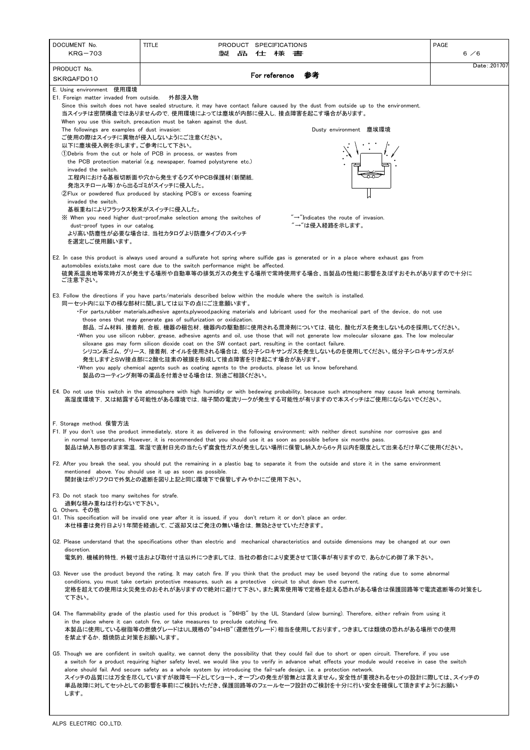| DOCUMENT No. | TITLE | PAGE |
| --- | --- | --- |
| KRG−703 | PRODUCT SPECIFICATIONS 製 品 仕 様 書 | 6 ／6 |
| PRODUCT No. SKRGAFD010 | For reference 参考 | Date:.201707 |

E. Using environment 使用環境

E1. Foreign matter invaded from outside. 外部浸入物

Since this switch does not have sealed structure, it may have contact failure caused by the dust from outside up to the environment.
当スイッチは密閉構造ではありませんので，使用環境によっては塵埃が内部に侵入し，接点障害を起こす場合があります。
When you use this switch, precaution must be taken against the dust.
The followings are examples of dust invasion:
ご使用の際はスイッチに異物が侵入しないようにご注意ください。
以下に塵埃侵入例を示します。ご参考にして下さい。

①Debris from the cut or hole of PCB in process, or wastes from the PCB protection material (e.g. newspaper, foamed polystyrene etc.) invaded the switch.
工程内における基板切断面や穴から発生するクズやPCB保護材（新聞紙，発泡スチロール等）から出るゴミがスイッチに侵入した。

②Flux or powdered flux produced by stacking PCB's or excess foaming invaded the switch.
基板重ねによりフラックス粉末がスイッチに侵入した。

※ When you need higher dust-proof,make selection among the switches of dust-proof types in our catalog.
より高い防塵性が必要な場合は，当社カタログより防塵タイプのスイッチを選定しご使用願います。

Dusty environment 塵埃環境

"→"Indicates the route of invasion.
"→"は侵入経路を示します。

E2. In case this product is always used around a sulfurate hot spring where sulfide gas is generated or in a place where exhaust gas from automobiles exists,take most care due to the switch performance might be affected.
硫黄系温泉地等常時ガスが発生する場所や自動車等の排気ガスの発生する場所で常時使用する場合、当製品の性能に影響を及ぼすおそれがありますので十分にご注意下さい。

E3. Follow the directions if you have parts/materials described below within the module where the switch is installed.
同一セット内に以下の様な部材に関しましては以下の点にご注意願います。

- For parts,rubber materials,adhesive agents,plywood,packing materials and lubricant used for the mechanical part of the device, do not use those ones that may generate gas of sulfurization or oxidization.
部品，ゴム材料，接着剤，合板，機器の梱包材，機器内の駆動部に使用される潤滑剤については，硫化，酸化ガスを発生しないものを採用してください。
- When you use silicon rubber, grease, adhesive agents and oil, use those that will not generate low molecular siloxane gas. The low molecular siloxane gas may form silicon dioxide coat on the SW contact part, resulting in the contact failure.
シリコン系ゴム，グリース，接着剤，オイルを使用される場合は，低分子シロキサンガスを発生しないものを使用してください。低分子シロキサンガスが発生しますとSW接点部に2酸化珪素の被膜を形成して接点障害を引き起こす場合があります。
- When you apply chemical agents such as coating agents to the products, please let us know beforehand.
製品のコーティング剤等の薬品を付着させる場合は，別途ご相談ください。

E4. Do not use this switch in the atmosphere with high humidity or with bedewing probability, because such atmosphere may cause leak among terminals.
高湿度環境下，又は結露する可能性がある環境では，端子間の電流リークが発生する可能性が有りますので本スイッチはご使用にならないでください。

F. Storage method. 保管方法

F1. If you don't use the product immediately, store it as delivered in the following environment: with neither direct sunshine nor corrosive gas and in normal temperatures. However, it is recommended that you should use it as soon as possible before six months pass.
製品は納入形態のまま常温，常湿で直射日光の当たらず腐食性ガスが発生しない場所に保管し納入から6ヶ月以内を限度として出来るだけ早くご使用ください。

F2. After you break the seal, you should put the remaining in a plastic bag to separate it from the outside and store it in the same environment mentioned above. You should use it up as soon as possible.
開封後はポリフクロで外気との遮断を図り上記と同じ環境下で保管しすみやかにご使用下さい。

F3. Do not stack too many switches for strafe.
過剰な積み重ねは行わないで下さい。

G. Others. その他

G1. This specification will be invalid one year after it is issued, if you don't return it or don't place an order.
本仕様書は発行日より1年間を経過して，ご返却又はご発注の無い場合は，無効とさせていただきます。

G2. Please understand that the specifications other than electric and mechanical characteristics and outside dimensions may be changed at our own discretion.
電気的，機械的特性，外観寸法および取付寸法以外につきましては，当社の都合により変更させて頂く事が有りますので，あらかじめ御了承下さい。

G3. Never use the product beyond the rating. It may catch fire. If you think that the product may be used beyond the rating due to some abnormal conditions, you must take certain protective measures, such as a protective circuit to shut down the current.
定格を超えての使用は火災発生のおそれがありますので絶対に避けて下さい。また異常使用等で定格を超える恐れがある場合は保護回路等で電流遮断等の対策をして下さい。

G4. The flammability grade of the plastic used for this product is "94HB" by the UL Standard (slow burning). Therefore, either refrain from using it in the place where it can catch fire, or take measures to preclude catching fire.
本製品に使用している樹脂等の燃焼グレードはUL規格の"94HB"（遅燃性グレード）相当を使用しております。つきましては類焼の恐れがある場所での使用を禁止するか，類焼防止対策をお願いします。

G5. Though we are confident in switch quality, we cannot deny the possibility that they could fail due to short or open circuit. Therefore, if you use a switch for a product requiring higher safety level, we would like you to verify in advance what effects your module would receive in case the switch alone should fail. And secure safety as a whole system by introducing the fail-safe design, i.e. a protection network.
スイッチの品質には万全を尽くしていますが故障モードとしてショート、オープンの発生が皆無とは言えません。安全性が重視されるセットの設計に際しては、スイッチの単品故障に対してセットとしての影響を事前にご検討いただき、保護回路等のフェールセーフ設計のご検討を十分に行い安全を確保して頂きますようにお願いします。

ALPS ELECTRIC CO.,LTD.